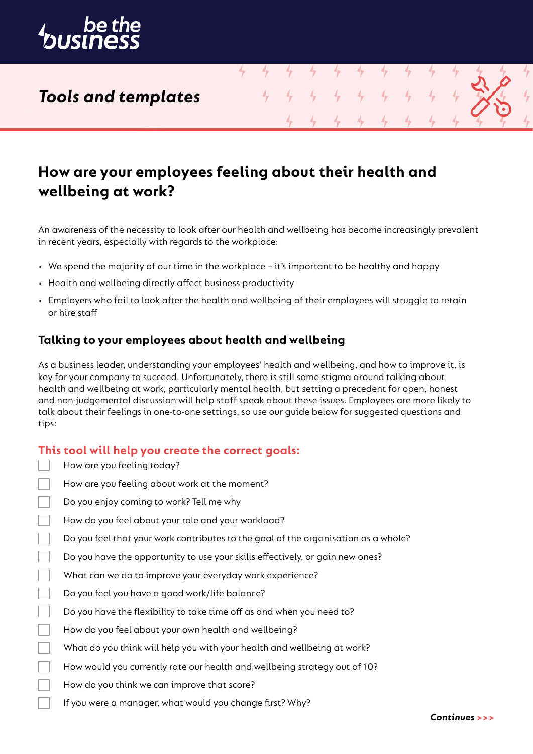be the business

*Tools and templates*

# How are your employees feeling about their health and wellbeing at work?

An awareness of the necessity to look after our health and wellbeing has become increasingly prevalent in recent years, especially with regards to the workplace:

- We spend the majority of our time in the workplace – it's important to be healthy and happy
- Health and wellbeing directly affect business productivity
- Employers who fail to look after the health and wellbeing of their employees will struggle to retain or hire staff

## Talking to your employees about health and wellbeing

As a business leader, understanding your employees' health and wellbeing, and how to improve it, is key for your company to succeed. Unfortunately, there is still some stigma around talking about health and wellbeing at work, particularly mental health, but setting a precedent for open, honest and non-judgemental discussion will help staff speak about these issues. Employees are more likely to talk about their feelings in one-to-one settings, so use our guide below for suggested questions and tips:

### This tool will help you create the correct goals:

- [ ] How are you feeling today?
- [ ] How are you feeling about work at the moment?
- [ ] Do you enjoy coming to work? Tell me why
- [ ] How do you feel about your role and your workload?
- [ ] Do you feel that your work contributes to the goal of the organisation as a whole?
- [ ] Do you have the opportunity to use your skills effectively, or gain new ones?
- [ ] What can we do to improve your everyday work experience?
- [ ] Do you feel you have a good work/life balance?
- [ ] Do you have the flexibility to take time off as and when you need to?
- [ ] How do you feel about your own health and wellbeing?
- [ ] What do you think will help you with your health and wellbeing at work?
- [ ] How would you currently rate our health and wellbeing strategy out of 10?
- [ ] How do you think we can improve that score?
- [ ] If you were a manager, what would you change first? Why?

*Continues >>>*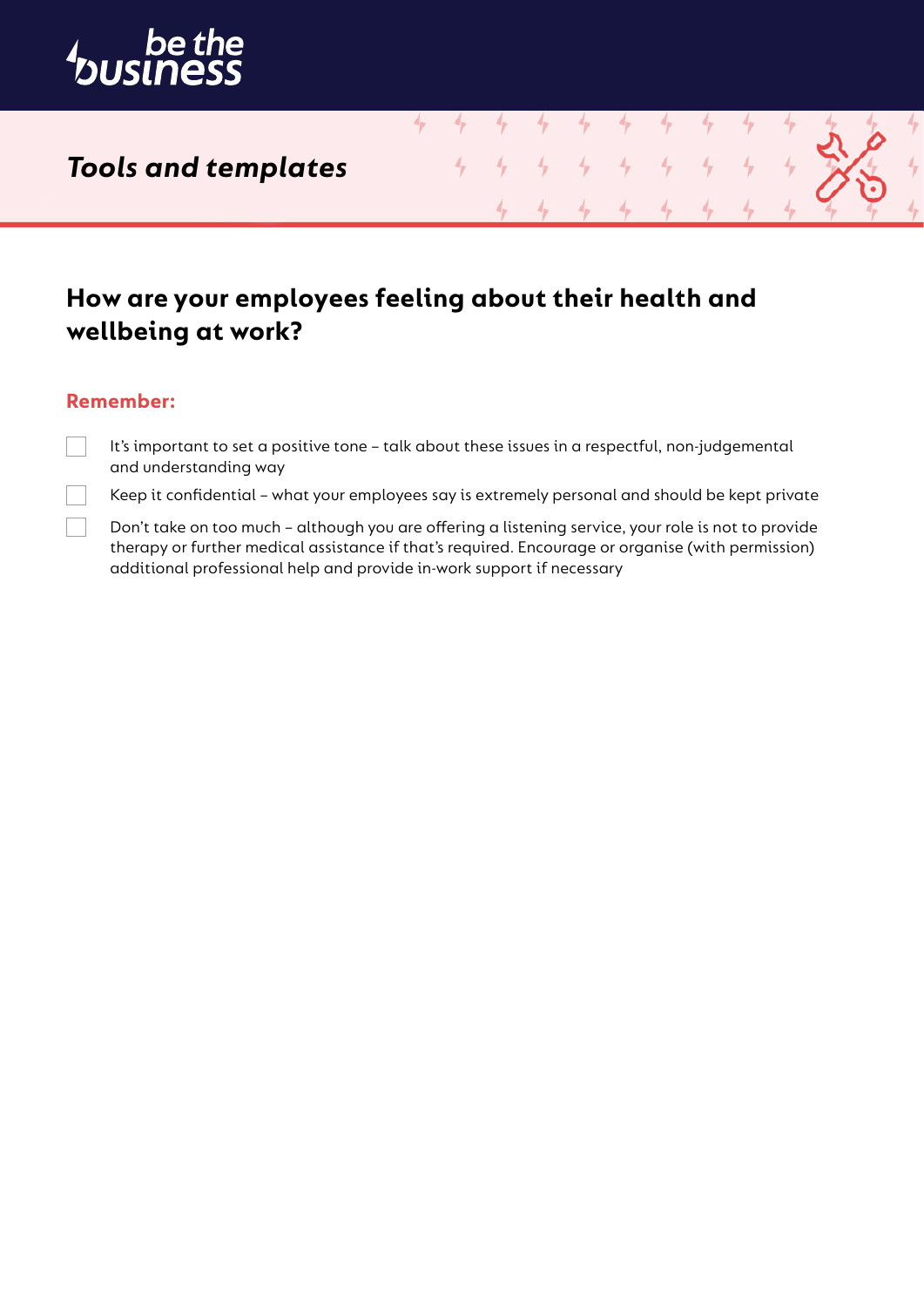*Tools and templates*

## How are your employees feeling about their health and wellbeing at work?

### Remember:

- [ ] It's important to set a positive tone – talk about these issues in a respectful, non-judgemental and understanding way
- [ ] Keep it confidential – what your employees say is extremely personal and should be kept private
- [ ] Don't take on too much – although you are offering a listening service, your role is not to provide therapy or further medical assistance if that's required. Encourage or organise (with permission) additional professional help and provide in-work support if necessary